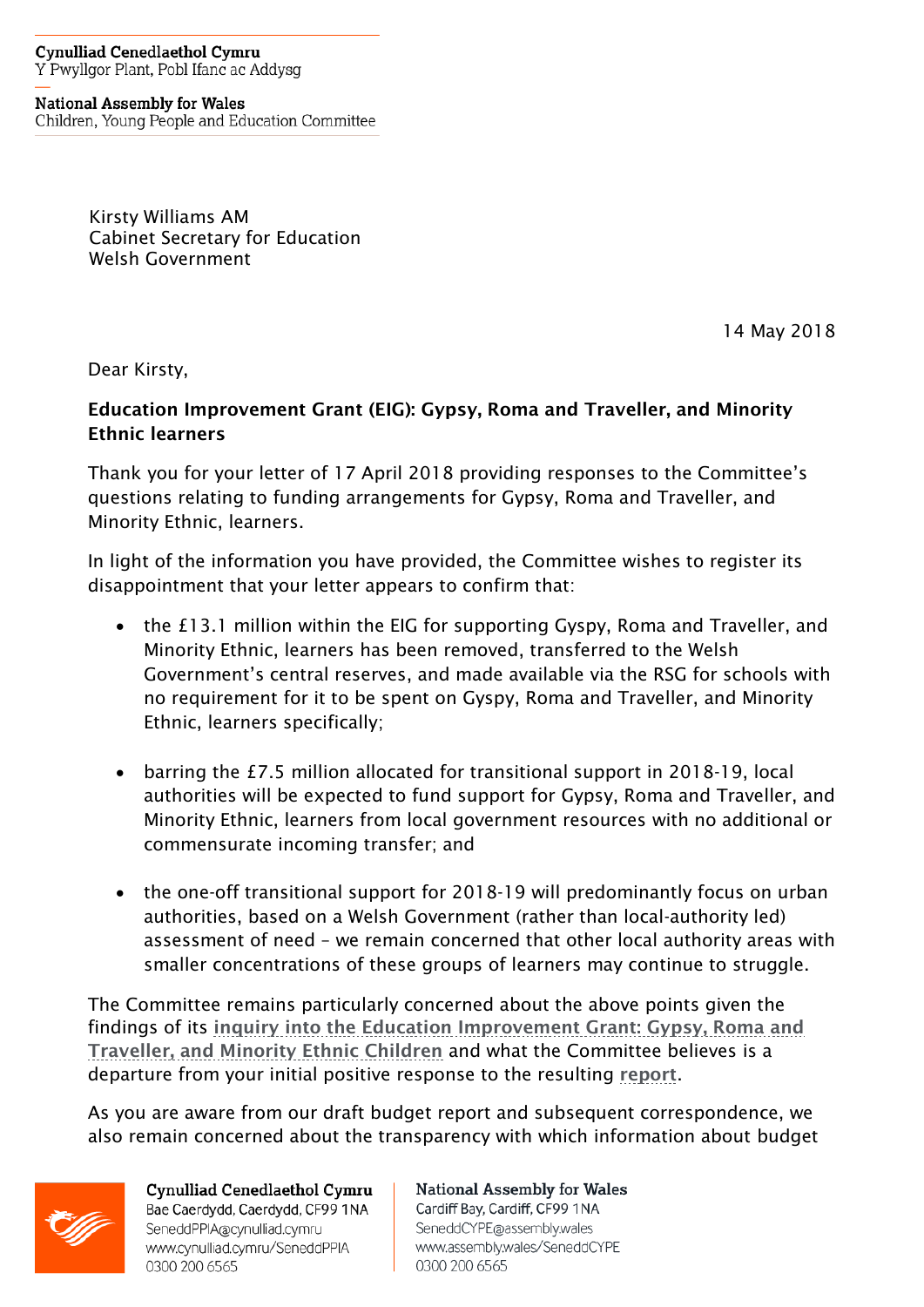Cynulliad Cenedlaethol Cymru
Y Pwyllgor Plant, Pobl Ifanc ac Addysg

National Assembly for Wales
Children, Young People and Education Committee

Kirsty Williams AM
Cabinet Secretary for Education
Welsh Government

14 May 2018

Dear Kirsty,

**Education Improvement Grant (EIG): Gypsy, Roma and Traveller, and Minority Ethnic learners**

Thank you for your letter of 17 April 2018 providing responses to the Committee's questions relating to funding arrangements for Gypsy, Roma and Traveller, and Minority Ethnic, learners.

In light of the information you have provided, the Committee wishes to register its disappointment that your letter appears to confirm that:

- the £13.1 million within the EIG for supporting Gyspy, Roma and Traveller, and Minority Ethnic, learners has been removed, transferred to the Welsh Government's central reserves, and made available via the RSG for schools with no requirement for it to be spent on Gyspy, Roma and Traveller, and Minority Ethnic, learners specifically;
- barring the £7.5 million allocated for transitional support in 2018-19, local authorities will be expected to fund support for Gypsy, Roma and Traveller, and Minority Ethnic, learners from local government resources with no additional or commensurate incoming transfer; and
- the one-off transitional support for 2018-19 will predominantly focus on urban authorities, based on a Welsh Government (rather than local-authority led) assessment of need – we remain concerned that other local authority areas with smaller concentrations of these groups of learners may continue to struggle.

The Committee remains particularly concerned about the above points given the findings of its **inquiry into the Education Improvement Grant: Gypsy, Roma and Traveller, and Minority Ethnic Children** and what the Committee believes is a departure from your initial positive response to the resulting **report**.

As you are aware from our draft budget report and subsequent correspondence, we also remain concerned about the transparency with which information about budget

Cynulliad Cenedlaethol Cymru
Bae Caerdydd, Caerdydd, CF99 1NA
SeneddPPIA@cynulliad.cymru
www.cynulliad.cymru/SeneddPPIA
0300 200 6565

National Assembly for Wales
Cardiff Bay, Cardiff, CF99 1NA
SeneddCYPE@assembly.wales
www.assembly.wales/SeneddCYPE
0300 200 6565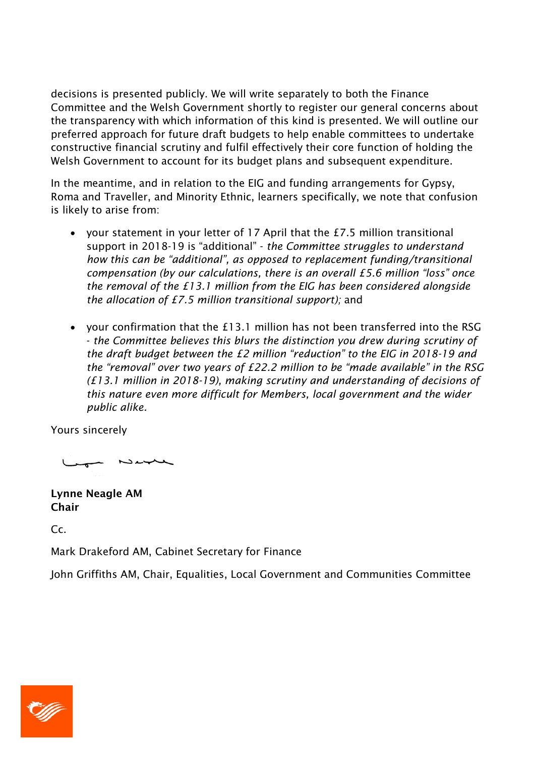decisions is presented publicly. We will write separately to both the Finance Committee and the Welsh Government shortly to register our general concerns about the transparency with which information of this kind is presented. We will outline our preferred approach for future draft budgets to help enable committees to undertake constructive financial scrutiny and fulfil effectively their core function of holding the Welsh Government to account for its budget plans and subsequent expenditure.

In the meantime, and in relation to the EIG and funding arrangements for Gypsy, Roma and Traveller, and Minority Ethnic, learners specifically, we note that confusion is likely to arise from:

- your statement in your letter of 17 April that the £7.5 million transitional support in 2018-19 is "additional" - *the Committee struggles to understand how this can be "additional", as opposed to replacement funding/transitional compensation (by our calculations, there is an overall £5.6 million "loss" once the removal of the £13.1 million from the EIG has been considered alongside the allocation of £7.5 million transitional support);* and

- your confirmation that the £13.1 million has not been transferred into the RSG - *the Committee believes this blurs the distinction you drew during scrutiny of the draft budget between the £2 million "reduction" to the EIG in 2018-19 and the "removal" over two years of £22.2 million to be "made available" in the RSG (£13.1 million in 2018-19), making scrutiny and understanding of decisions of this nature even more difficult for Members, local government and the wider public alike.*

Yours sincerely

**Lynne Neagle AM**
**Chair**

Cc.

Mark Drakeford AM, Cabinet Secretary for Finance

John Griffiths AM, Chair, Equalities, Local Government and Communities Committee